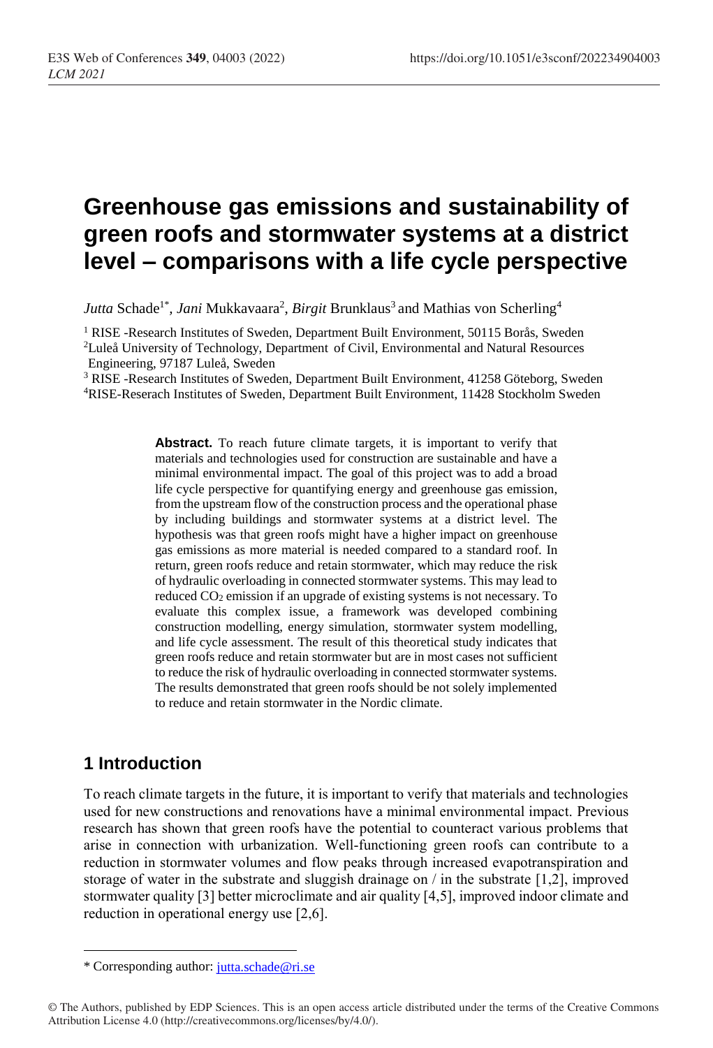# Greenhouse gas emissions and sustainability of green roofs and stormwater systems at a district level – comparisons with a life cycle perspective

*Jutta* Schade[1*], *Jani* Mukkavaara[2], *Birgit* Brunklaus[3] and Mathias von Scherling[4]

[1] RISE -Research Institutes of Sweden, Department Built Environment, 50115 Borås, Sweden
[2] Luleå University of Technology, Department of Civil, Environmental and Natural Resources Engineering, 97187 Luleå, Sweden
[3] RISE -Research Institutes of Sweden, Department Built Environment, 41258 Göteborg, Sweden
[4] RISE-Reserach Institutes of Sweden, Department Built Environment, 11428 Stockholm Sweden

**Abstract.** To reach future climate targets, it is important to verify that materials and technologies used for construction are sustainable and have a minimal environmental impact. The goal of this project was to add a broad life cycle perspective for quantifying energy and greenhouse gas emission, from the upstream flow of the construction process and the operational phase by including buildings and stormwater systems at a district level. The hypothesis was that green roofs might have a higher impact on greenhouse gas emissions as more material is needed compared to a standard roof. In return, green roofs reduce and retain stormwater, which may reduce the risk of hydraulic overloading in connected stormwater systems. This may lead to reduced $CO_2$ emission if an upgrade of existing systems is not necessary. To evaluate this complex issue, a framework was developed combining construction modelling, energy simulation, stormwater system modelling, and life cycle assessment. The result of this theoretical study indicates that green roofs reduce and retain stormwater but are in most cases not sufficient to reduce the risk of hydraulic overloading in connected stormwater systems. The results demonstrated that green roofs should be not solely implemented to reduce and retain stormwater in the Nordic climate.

## 1 Introduction

To reach climate targets in the future, it is important to verify that materials and technologies used for new constructions and renovations have a minimal environmental impact. Previous research has shown that green roofs have the potential to counteract various problems that arise in connection with urbanization. Well-functioning green roofs can contribute to a reduction in stormwater volumes and flow peaks through increased evapotranspiration and storage of water in the substrate and sluggish drainage on / in the substrate [1,2], improved stormwater quality [3] better microclimate and air quality [4,5], improved indoor climate and reduction in operational energy use [2,6].

\* Corresponding author: jutta.schade@ri.se

© The Authors, published by EDP Sciences. This is an open access article distributed under the terms of the Creative Commons Attribution License 4.0 (http://creativecommons.org/licenses/by/4.0/).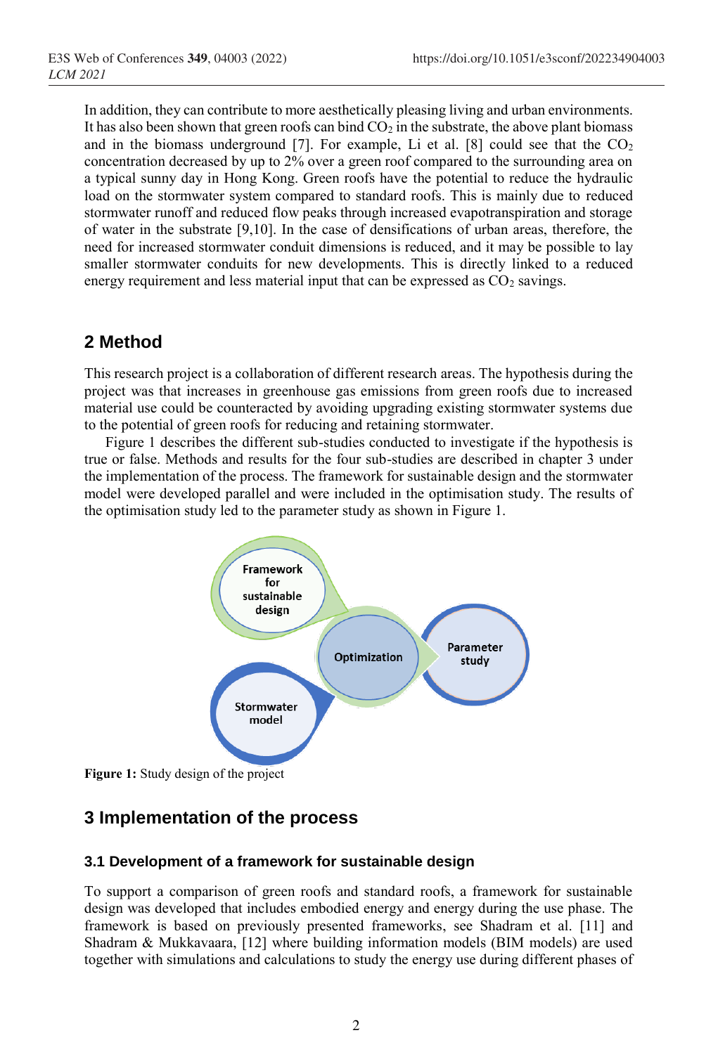In addition, they can contribute to more aesthetically pleasing living and urban environments. It has also been shown that green roofs can bind $CO_2$ in the substrate, the above plant biomass and in the biomass underground [7]. For example, Li et al. [8] could see that the $CO_2$ concentration decreased by up to 2% over a green roof compared to the surrounding area on a typical sunny day in Hong Kong. Green roofs have the potential to reduce the hydraulic load on the stormwater system compared to standard roofs. This is mainly due to reduced stormwater runoff and reduced flow peaks through increased evapotranspiration and storage of water in the substrate [9,10]. In the case of densifications of urban areas, therefore, the need for increased stormwater conduit dimensions is reduced, and it may be possible to lay smaller stormwater conduits for new developments. This is directly linked to a reduced energy requirement and less material input that can be expressed as $CO_2$ savings.

## 2 Method

This research project is a collaboration of different research areas. The hypothesis during the project was that increases in greenhouse gas emissions from green roofs due to increased material use could be counteracted by avoiding upgrading existing stormwater systems due to the potential of green roofs for reducing and retaining stormwater.

Figure 1 describes the different sub-studies conducted to investigate if the hypothesis is true or false. Methods and results for the four sub-studies are described in chapter 3 under the implementation of the process. The framework for sustainable design and the stormwater model were developed parallel and were included in the optimisation study. The results of the optimisation study led to the parameter study as shown in Figure 1.

Framework for sustainable design

Optimization

Parameter study

Stormwater model

**Figure 1:** Study design of the project

## 3 Implementation of the process

### 3.1 Development of a framework for sustainable design

To support a comparison of green roofs and standard roofs, a framework for sustainable design was developed that includes embodied energy and energy during the use phase. The framework is based on previously presented frameworks, see Shadram et al. [11] and Shadram & Mukkavaara, [12] where building information models (BIM models) are used together with simulations and calculations to study the energy use during different phases of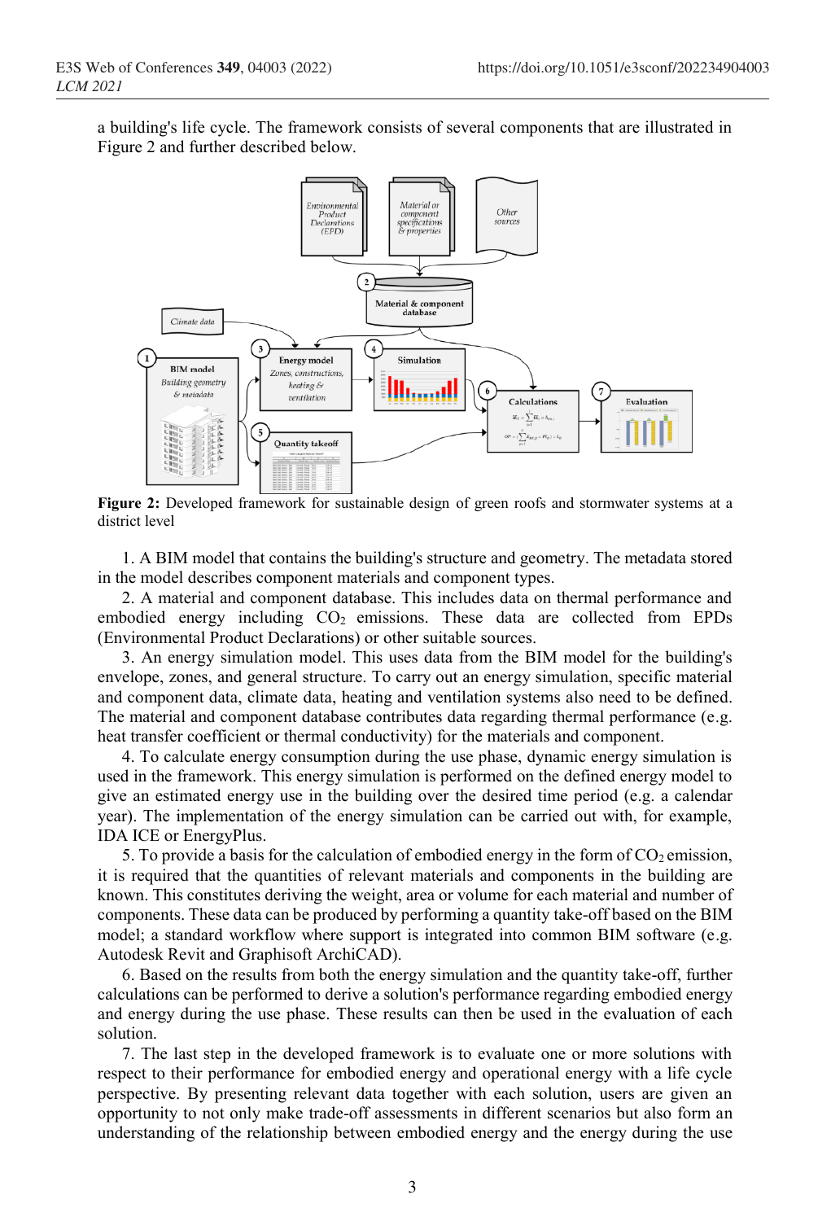a building's life cycle. The framework consists of several components that are illustrated in Figure 2 and further described below.

**Figure 2:** Developed framework for sustainable design of green roofs and stormwater systems at a district level

1. A BIM model that contains the building's structure and geometry. The metadata stored in the model describes component materials and component types.

2. A material and component database. This includes data on thermal performance and embodied energy including $CO_2$ emissions. These data are collected from EPDs (Environmental Product Declarations) or other suitable sources.

3. An energy simulation model. This uses data from the BIM model for the building's envelope, zones, and general structure. To carry out an energy simulation, specific material and component data, climate data, heating and ventilation systems also need to be defined. The material and component database contributes data regarding thermal performance (e.g. heat transfer coefficient or thermal conductivity) for the materials and component.

4. To calculate energy consumption during the use phase, dynamic energy simulation is used in the framework. This energy simulation is performed on the defined energy model to give an estimated energy use in the building over the desired time period (e.g. a calendar year). The implementation of the energy simulation can be carried out with, for example, IDA ICE or EnergyPlus.

5. To provide a basis for the calculation of embodied energy in the form of $CO_2$ emission, it is required that the quantities of relevant materials and components in the building are known. This constitutes deriving the weight, area or volume for each material and number of components. These data can be produced by performing a quantity take-off based on the BIM model; a standard workflow where support is integrated into common BIM software (e.g. Autodesk Revit and Graphisoft ArchiCAD).

6. Based on the results from both the energy simulation and the quantity take-off, further calculations can be performed to derive a solution's performance regarding embodied energy and energy during the use phase. These results can then be used in the evaluation of each solution.

7. The last step in the developed framework is to evaluate one or more solutions with respect to their performance for embodied energy and operational energy with a life cycle perspective. By presenting relevant data together with each solution, users are given an opportunity to not only make trade-off assessments in different scenarios but also form an understanding of the relationship between embodied energy and the energy during the use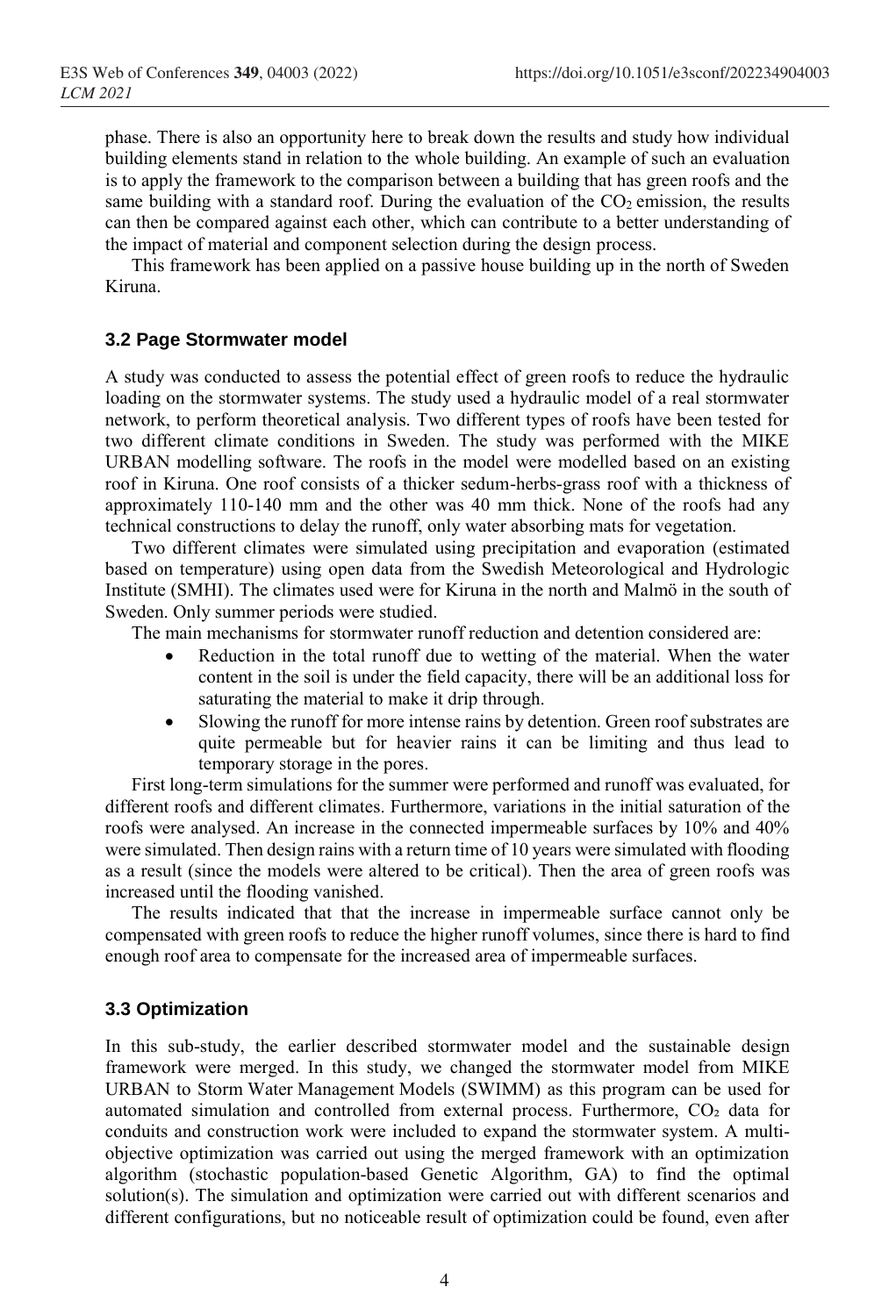phase. There is also an opportunity here to break down the results and study how individual building elements stand in relation to the whole building. An example of such an evaluation is to apply the framework to the comparison between a building that has green roofs and the same building with a standard roof. During the evaluation of the $CO_2$ emission, the results can then be compared against each other, which can contribute to a better understanding of the impact of material and component selection during the design process.

This framework has been applied on a passive house building up in the north of Sweden Kiruna.

### 3.2 Page Stormwater model

A study was conducted to assess the potential effect of green roofs to reduce the hydraulic loading on the stormwater systems. The study used a hydraulic model of a real stormwater network, to perform theoretical analysis. Two different types of roofs have been tested for two different climate conditions in Sweden. The study was performed with the MIKE URBAN modelling software. The roofs in the model were modelled based on an existing roof in Kiruna. One roof consists of a thicker sedum-herbs-grass roof with a thickness of approximately 110-140 mm and the other was 40 mm thick. None of the roofs had any technical constructions to delay the runoff, only water absorbing mats for vegetation.

Two different climates were simulated using precipitation and evaporation (estimated based on temperature) using open data from the Swedish Meteorological and Hydrologic Institute (SMHI). The climates used were for Kiruna in the north and Malmö in the south of Sweden. Only summer periods were studied.

The main mechanisms for stormwater runoff reduction and detention considered are:

- Reduction in the total runoff due to wetting of the material. When the water content in the soil is under the field capacity, there will be an additional loss for saturating the material to make it drip through.
- Slowing the runoff for more intense rains by detention. Green roof substrates are quite permeable but for heavier rains it can be limiting and thus lead to temporary storage in the pores.

First long-term simulations for the summer were performed and runoff was evaluated, for different roofs and different climates. Furthermore, variations in the initial saturation of the roofs were analysed. An increase in the connected impermeable surfaces by 10% and 40% were simulated. Then design rains with a return time of 10 years were simulated with flooding as a result (since the models were altered to be critical). Then the area of green roofs was increased until the flooding vanished.

The results indicated that that the increase in impermeable surface cannot only be compensated with green roofs to reduce the higher runoff volumes, since there is hard to find enough roof area to compensate for the increased area of impermeable surfaces.

### 3.3 Optimization

In this sub-study, the earlier described stormwater model and the sustainable design framework were merged. In this study, we changed the stormwater model from MIKE URBAN to Storm Water Management Models (SWIMM) as this program can be used for automated simulation and controlled from external process. Furthermore, $CO_2$ data for conduits and construction work were included to expand the stormwater system. A multi-objective optimization was carried out using the merged framework with an optimization algorithm (stochastic population-based Genetic Algorithm, GA) to find the optimal solution(s). The simulation and optimization were carried out with different scenarios and different configurations, but no noticeable result of optimization could be found, even after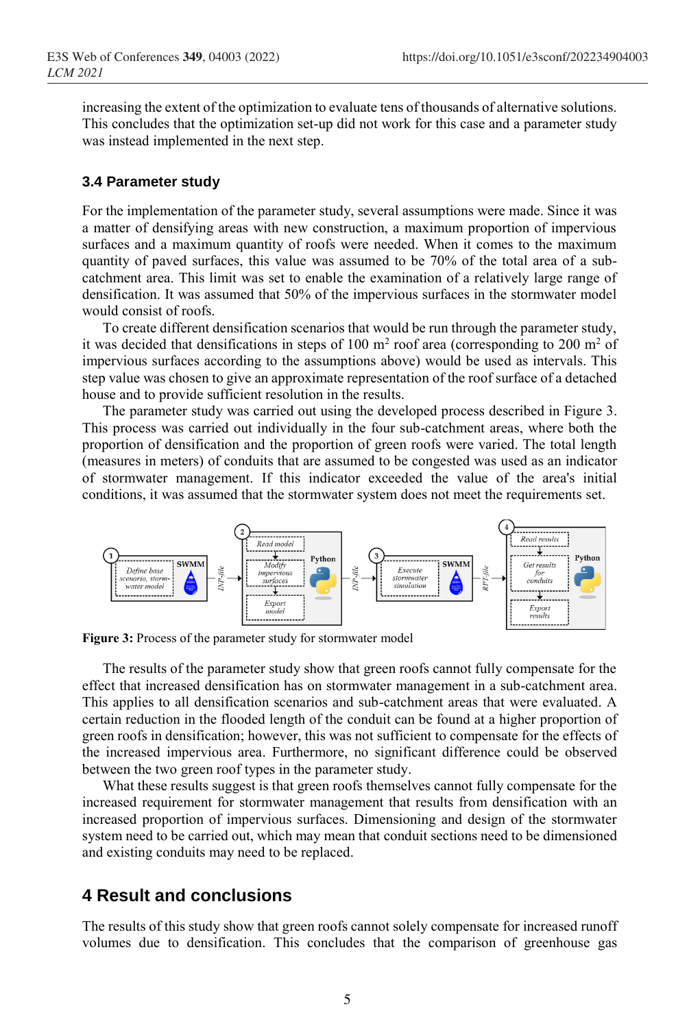increasing the extent of the optimization to evaluate tens of thousands of alternative solutions. This concludes that the optimization set-up did not work for this case and a parameter study was instead implemented in the next step.

### 3.4 Parameter study

For the implementation of the parameter study, several assumptions were made. Since it was a matter of densifying areas with new construction, a maximum proportion of impervious surfaces and a maximum quantity of roofs were needed. When it comes to the maximum quantity of paved surfaces, this value was assumed to be 70% of the total area of a sub-catchment area. This limit was set to enable the examination of a relatively large range of densification. It was assumed that 50% of the impervious surfaces in the stormwater model would consist of roofs.

To create different densification scenarios that would be run through the parameter study, it was decided that densifications in steps of 100 $m^2$ roof area (corresponding to 200 $m^2$ of impervious surfaces according to the assumptions above) would be used as intervals. This step value was chosen to give an approximate representation of the roof surface of a detached house and to provide sufficient resolution in the results.

The parameter study was carried out using the developed process described in Figure 3. This process was carried out individually in the four sub-catchment areas, where both the proportion of densification and the proportion of green roofs were varied. The total length (measures in meters) of conduits that are assumed to be congested was used as an indicator of stormwater management. If this indicator exceeded the value of the area's initial conditions, it was assumed that the stormwater system does not meet the requirements set.

**Figure 3:** Process of the parameter study for stormwater model

The results of the parameter study show that green roofs cannot fully compensate for the effect that increased densification has on stormwater management in a sub-catchment area. This applies to all densification scenarios and sub-catchment areas that were evaluated. A certain reduction in the flooded length of the conduit can be found at a higher proportion of green roofs in densification; however, this was not sufficient to compensate for the effects of the increased impervious area. Furthermore, no significant difference could be observed between the two green roof types in the parameter study.

What these results suggest is that green roofs themselves cannot fully compensate for the increased requirement for stormwater management that results from densification with an increased proportion of impervious surfaces. Dimensioning and design of the stormwater system need to be carried out, which may mean that conduit sections need to be dimensioned and existing conduits may need to be replaced.

## 4 Result and conclusions

The results of this study show that green roofs cannot solely compensate for increased runoff volumes due to densification. This concludes that the comparison of greenhouse gas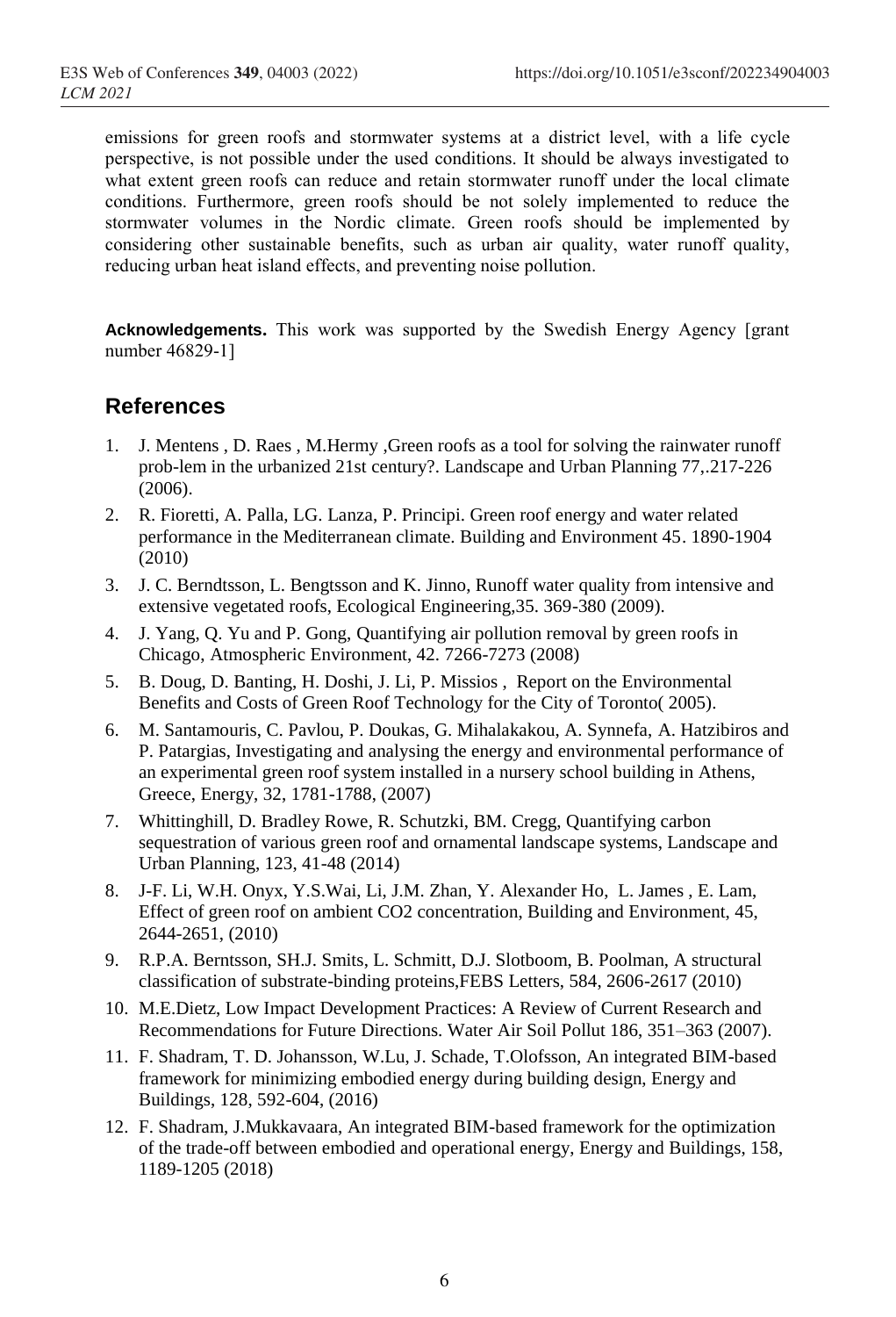emissions for green roofs and stormwater systems at a district level, with a life cycle perspective, is not possible under the used conditions. It should be always investigated to what extent green roofs can reduce and retain stormwater runoff under the local climate conditions. Furthermore, green roofs should be not solely implemented to reduce the stormwater volumes in the Nordic climate. Green roofs should be implemented by considering other sustainable benefits, such as urban air quality, water runoff quality, reducing urban heat island effects, and preventing noise pollution.

**Acknowledgements.** This work was supported by the Swedish Energy Agency [grant number 46829-1]

## References

1. J. Mentens , D. Raes , M.Hermy ,Green roofs as a tool for solving the rainwater runoff prob-lem in the urbanized 21st century?. Landscape and Urban Planning 77,.217-226 (2006).
2. R. Fioretti, A. Palla, LG. Lanza, P. Principi. Green roof energy and water related performance in the Mediterranean climate. Building and Environment 45. 1890-1904 (2010)
3. J. C. Berndtsson, L. Bengtsson and K. Jinno, Runoff water quality from intensive and extensive vegetated roofs, Ecological Engineering,35. 369-380 (2009).
4. J. Yang, Q. Yu and P. Gong, Quantifying air pollution removal by green roofs in Chicago, Atmospheric Environment, 42. 7266-7273 (2008)
5. B. Doug, D. Banting, H. Doshi, J. Li, P. Missios , Report on the Environmental Benefits and Costs of Green Roof Technology for the City of Toronto( 2005).
6. M. Santamouris, C. Pavlou, P. Doukas, G. Mihalakakou, A. Synnefa, A. Hatzibiros and P. Patargias, Investigating and analysing the energy and environmental performance of an experimental green roof system installed in a nursery school building in Athens, Greece, Energy, 32, 1781-1788, (2007)
7. Whittinghill, D. Bradley Rowe, R. Schutzki, BM. Cregg, Quantifying carbon sequestration of various green roof and ornamental landscape systems, Landscape and Urban Planning, 123, 41-48 (2014)
8. J-F. Li, W.H. Onyx, Y.S.Wai, Li, J.M. Zhan, Y. Alexander Ho, L. James , E. Lam, Effect of green roof on ambient CO2 concentration, Building and Environment, 45, 2644-2651, (2010)
9. R.P.A. Berntsson, SH.J. Smits, L. Schmitt, D.J. Slotboom, B. Poolman, A structural classification of substrate-binding proteins,FEBS Letters, 584, 2606-2617 (2010)
10. M.E.Dietz, Low Impact Development Practices: A Review of Current Research and Recommendations for Future Directions. Water Air Soil Pollut 186, 351–363 (2007).
11. F. Shadram, T. D. Johansson, W.Lu, J. Schade, T.Olofsson, An integrated BIM-based framework for minimizing embodied energy during building design, Energy and Buildings, 128, 592-604, (2016)
12. F. Shadram, J.Mukkavaara, An integrated BIM-based framework for the optimization of the trade-off between embodied and operational energy, Energy and Buildings, 158, 1189-1205 (2018)